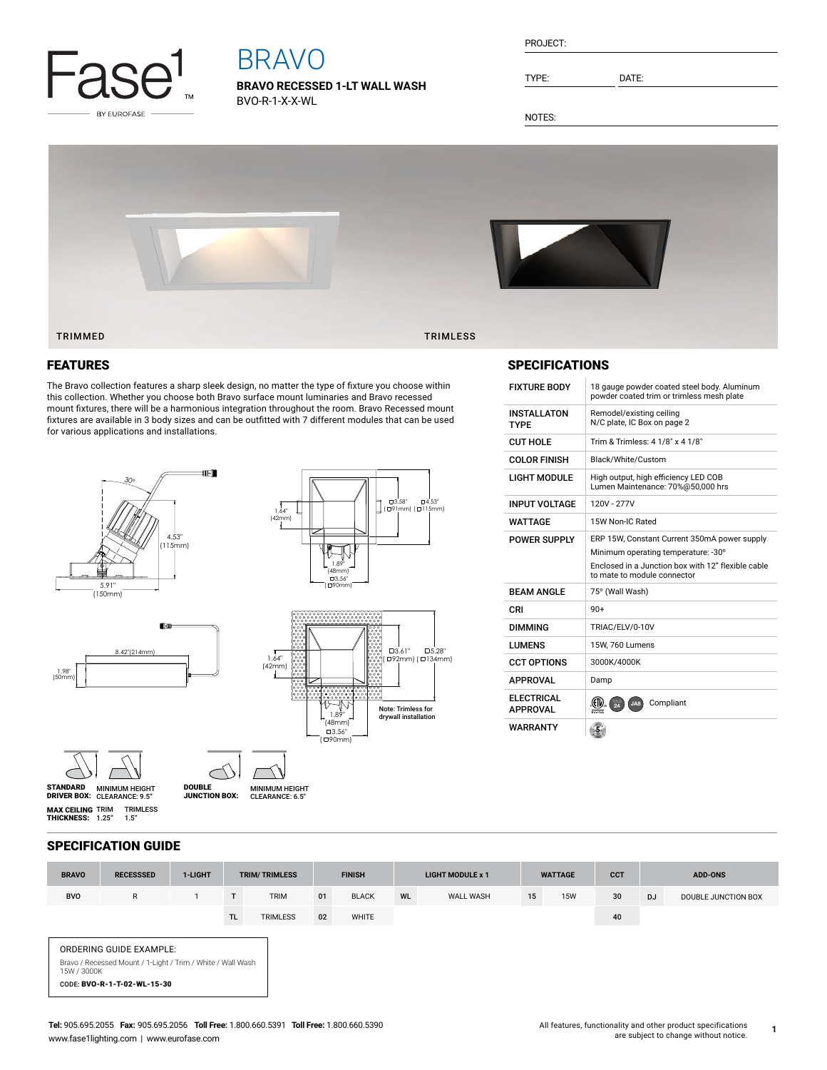# BRAVO

**BRAVO RECESSED 1-LT WALL WASH**
BVO-R-1-X-X-WL

PROJECT:

TYPE: DATE:

NOTES:

TRIMMED TRIMLESS

## FEATURES

The Bravo collection features a sharp sleek design, no matter the type of fixture you choose within this collection. Whether you choose both Bravo surface mount luminaries and Bravo recessed mount fixtures, there will be a harmonious integration throughout the room. Bravo Recessed mount fixtures are available in 3 body sizes and can be outfitted with 7 different modules that can be used for various applications and installations.

30° 4.53" (115mm) 5.91" (150mm)

1.64" (42mm) □3.58" (□91mm) □4.53" (□115mm) 1.89" (48mm) □3.56" (□90mm)

8.42"(214mm) 1.98" (50mm)

1.64" (42mm) □3.61" (□92mm) □5.28" (□134mm) 1.89" (48mm) □3.56" (□90mm)

Note: Trimless for drywall installation

**STANDARD DRIVER BOX:** MINIMUM HEIGHT CLEARANCE: 9.5"

**DOUBLE JUNCTION BOX:** MINIMUM HEIGHT CLEARANCE: 6.5"

**MAX CEILING THICKNESS:** TRIM 1.25" TRIMLESS 1.5"

## SPECIFICATIONS

| | |
|---|---|
| FIXTURE BODY | 18 gauge powder coated steel body. Aluminum powder coated trim or trimless mesh plate |
| INSTALLATON TYPE | Remodel/existing ceiling N/C plate, IC Box on page 2 |
| CUT HOLE | Trim & Trimless: 4 1/8" x 4 1/8" |
| COLOR FINISH | Black/White/Custom |
| LIGHT MODULE | High output, high efficiency LED COB Lumen Maintenance: 70%@50,000 hrs |
| INPUT VOLTAGE | 120V - 277V |
| WATTAGE | 15W Non-IC Rated |
| POWER SUPPLY | ERP 15W, Constant Current 350mA power supply<br>Minimum operating temperature: -30°<br>Enclosed in a Junction box with 12" flexible cable to mate to module connector |
| BEAM ANGLE | 75° (Wall Wash) |
| CRI | 90+ |
| DIMMING | TRIAC/ELV/0-10V |
| LUMENS | 15W, 760 Lumens |
| CCT OPTIONS | 3000K/4000K |
| APPROVAL | Damp |
| ELECTRICAL APPROVAL | Compliant |
| WARRANTY | |

## SPECIFICATION GUIDE

| BRAVO | RECESSSED | 1-LIGHT | TRIM/ TRIMLESS | | FINISH | | LIGHT MODULE x 1 | | WATTAGE | | CCT | ADD-ONS | |
|---|---|---|---|---|---|---|---|---|---|---|---|---|---|
| BVO | R | 1 | T | TRIM | 01 | BLACK | WL | WALL WASH | 15 | 15W | 30 | DJ | DOUBLE JUNCTION BOX |
| | | | TL | TRIMLESS | 02 | WHITE | | | | | 40 | | |

ORDERING GUIDE EXAMPLE:
Bravo / Recessed Mount / 1-Light / Trim / White / Wall Wash 15W / 3000K
CODE: **BVO-R-1-T-02-WL-15-30**

**Tel:** 905.695.2055 **Fax:** 905.695.2056 **Toll Free:** 1.800.660.5391 **Toll Free:** 1.800.660.5390
www.fase1lighting.com | www.eurofase.com

All features, functionality and other product specifications are subject to change without notice.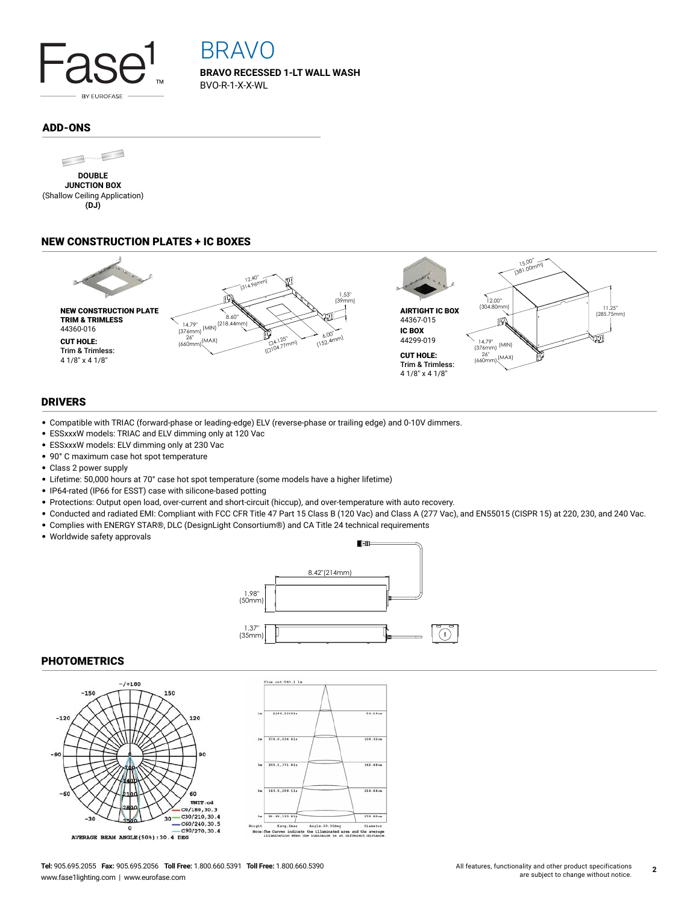# BRAVO

**BRAVO RECESSED 1-LT WALL WASH**

BVO-R-1-X-X-WL

## ADD-ONS

**DOUBLE JUNCTION BOX**
(Shallow Ceiling Application)
**(DJ)**

## NEW CONSTRUCTION PLATES + IC BOXES

**NEW CONSTRUCTION PLATE TRIM & TRIMLESS**
44360-016

**CUT HOLE:**
Trim & Trimless:
4 1/8" x 4 1/8"

12.40" (314.96mm)
1.53" (39mm)
8.60" (218.44mm)
14.79" (376mm) (MIN)
26" (660mm) (MAX)
□4.125" (□104.77mm)
6.00" (152.4mm)

**AIRTIGHT IC BOX**
44367-015

**IC BOX**
44299-019

**CUT HOLE:**
Trim & Trimless:
4 1/8" x 4 1/8"

15.00" (381.00mm)
12.00" (304.80mm)
11.25" (285.75mm)
14.79" (376mm) (MIN)
26" (660mm) (MAX)

## DRIVERS

- Compatible with TRIAC (forward-phase or leading-edge) ELV (reverse-phase or trailing edge) and 0-10V dimmers.
- ESSxxxW models: TRIAC and ELV dimming only at 120 Vac
- ESSxxxW models: ELV dimming only at 230 Vac
- 90° C maximum case hot spot temperature
- Class 2 power supply
- Lifetime: 50,000 hours at 70° case hot spot temperature (some models have a higher lifetime)
- IP64-rated (IP66 for ESST) case with silicone-based potting
- Protections: Output open load, over-current and short-circuit (hiccup), and over-temperature with auto recovery.
- Conducted and radiated EMI: Compliant with FCC CFR Title 47 Part 15 Class B (120 Vac) and Class A (277 Vac), and EN55015 (CISPR 15) at 220, 230, and 240 Vac.
- Complies with ENERGY STAR®, DLC (DesignLight Consortium®) and CA Title 24 technical requirements
- Worldwide safety approvals

8.42"(214mm)
1.98" (50mm)
1.37" (35mm)

## PHOTOMETRICS

-/+180
-150
150
-120
120
-90
90
-60
60
-30
30
0
700
1400
2100
2800
3500
UNIT:cd
C0/180,30.3
C30/210,30.4
C60/240,30.5
C90/270,30.4
AVERAGE BEAM ANGLE(50%):30.4 DEG

Flux out:591.1 lm
1m 2296.33661x 54.16cm
2m 574.0,436.61x 108.32cm
3m 255.1,171.81x 162.48cm
4m 143.5,109.11x 216.64cm
5m 91.85,133.81x 270.80cm
Height Eavg,Emax Angle:30.30deg Diameter
Note:The Curves indicate the illuminated area and the average illumination when the luminaire is at different distance.

**Tel:** 905.695.2055 **Fax:** 905.695.2056 **Toll Free:** 1.800.660.5391 **Toll Free:** 1.800.660.5390
www.fase1lighting.com | www.eurofase.com

All features, functionality and other product specifications are subject to change without notice.